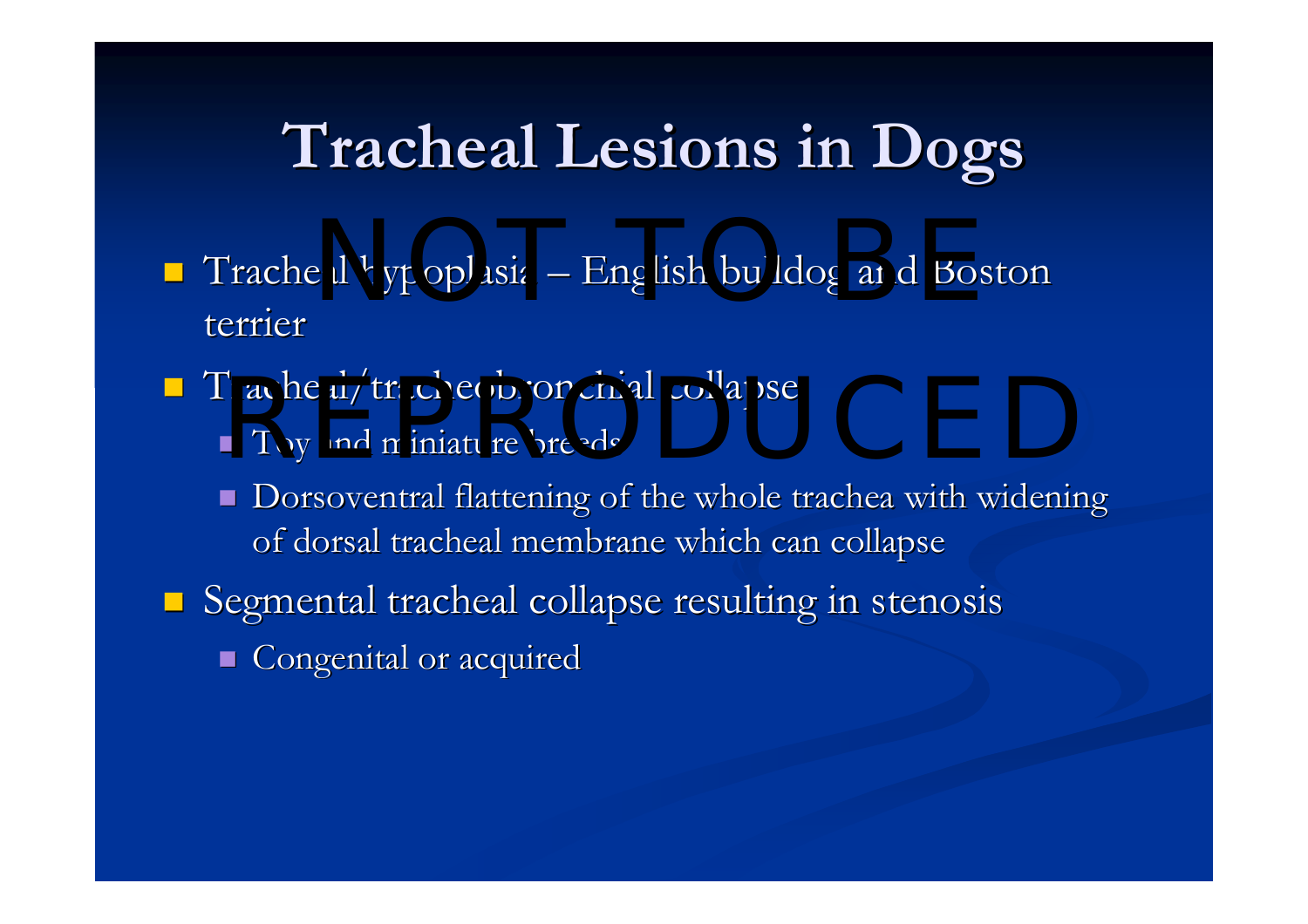# Tracheal Lesions in Dogs

- Tracheal hypoplasia – English bulldog and Boston terrier
- Tracheal/tracheobronchial collapse
  - Toy and miniature breeds
  - Dorsoventral flattening of the whole trachea with widening of dorsal tracheal membrane which can collapse
- Segmental tracheal collapse resulting in stenosis
  - Congenital or acquired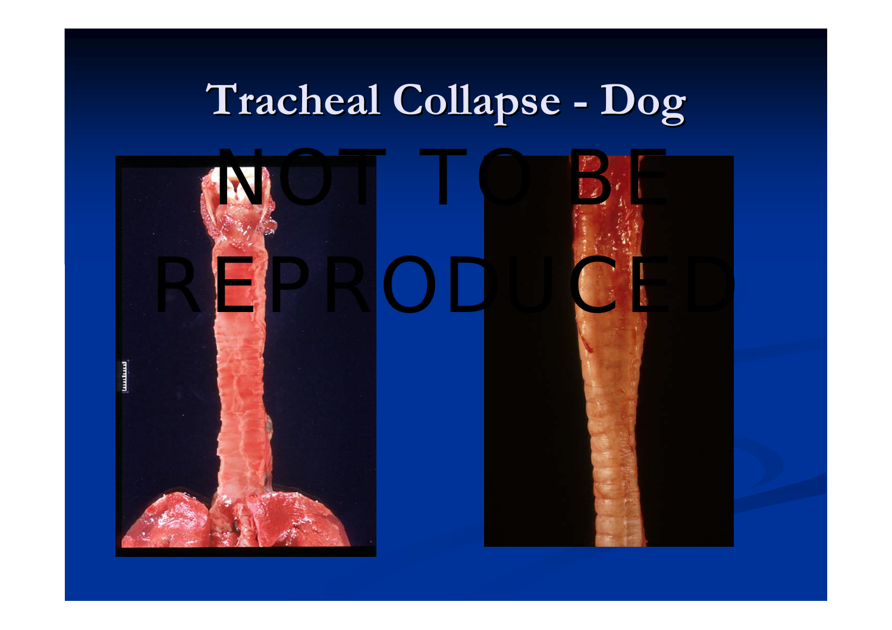# Tracheal Collapse - Dog

NOT TO BE REPRODUCED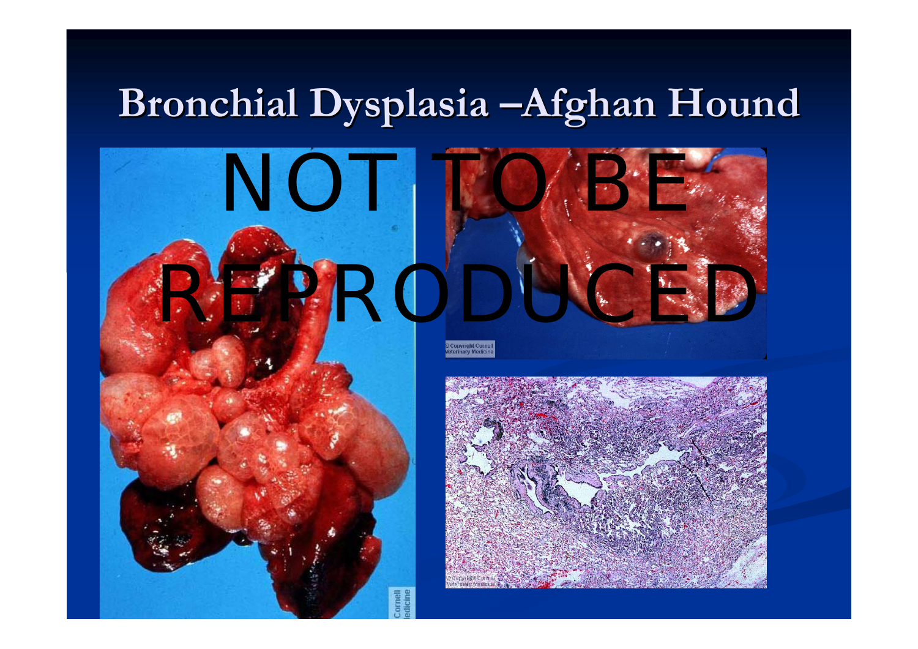# Bronchial Dysplasia –Afghan Hound

NOT TO BE REPRODUCED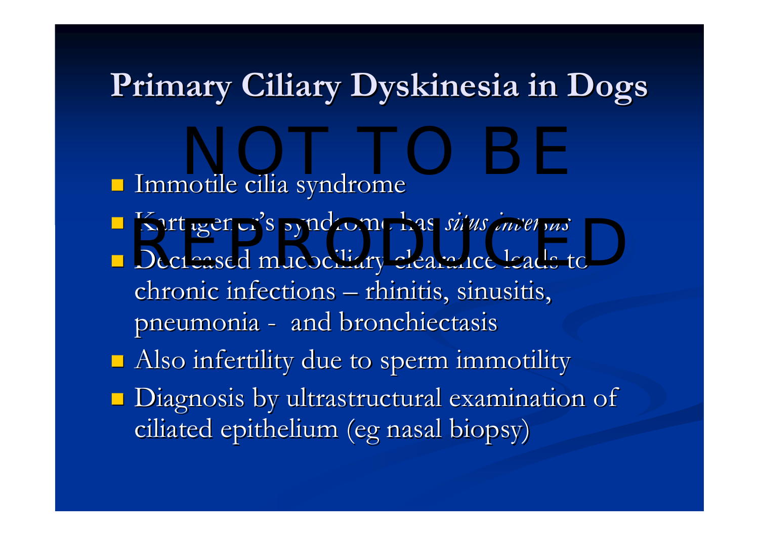# Primary Ciliary Dyskinesia in Dogs

NOT TO BE REPRODUCED

- Immotile cilia syndrome
- Kartagener's syndrome has *situs inversus*
- Decreased mucociliary clearance leads to chronic infections – rhinitis, sinusitis, pneumonia - and bronchiectasis
- Also infertility due to sperm immotility
- Diagnosis by ultrastructural examination of ciliated epithelium (eg nasal biopsy)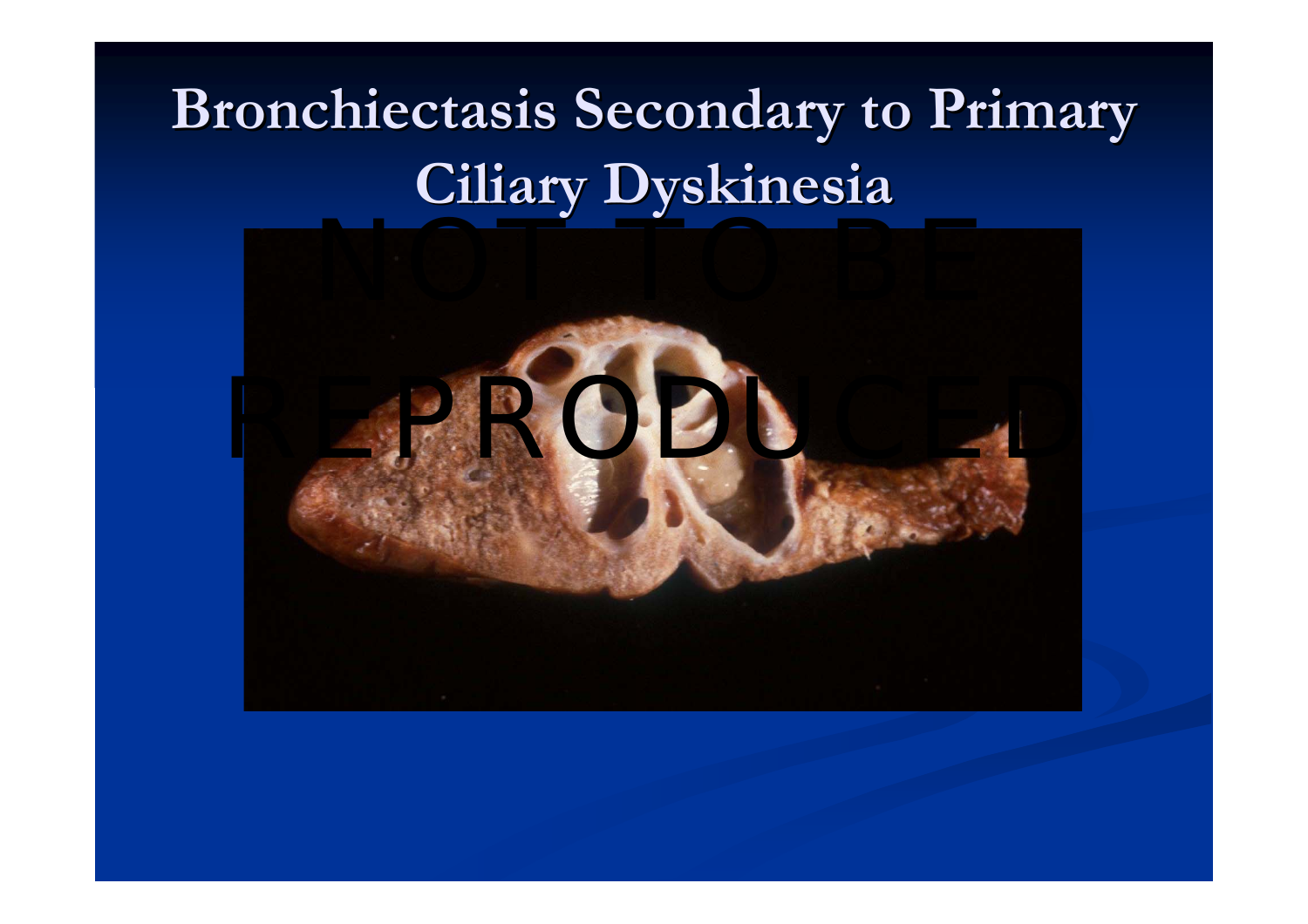# Bronchiectasis Secondary to Primary Ciliary Dyskinesia

NOT TO BE REPRODUCED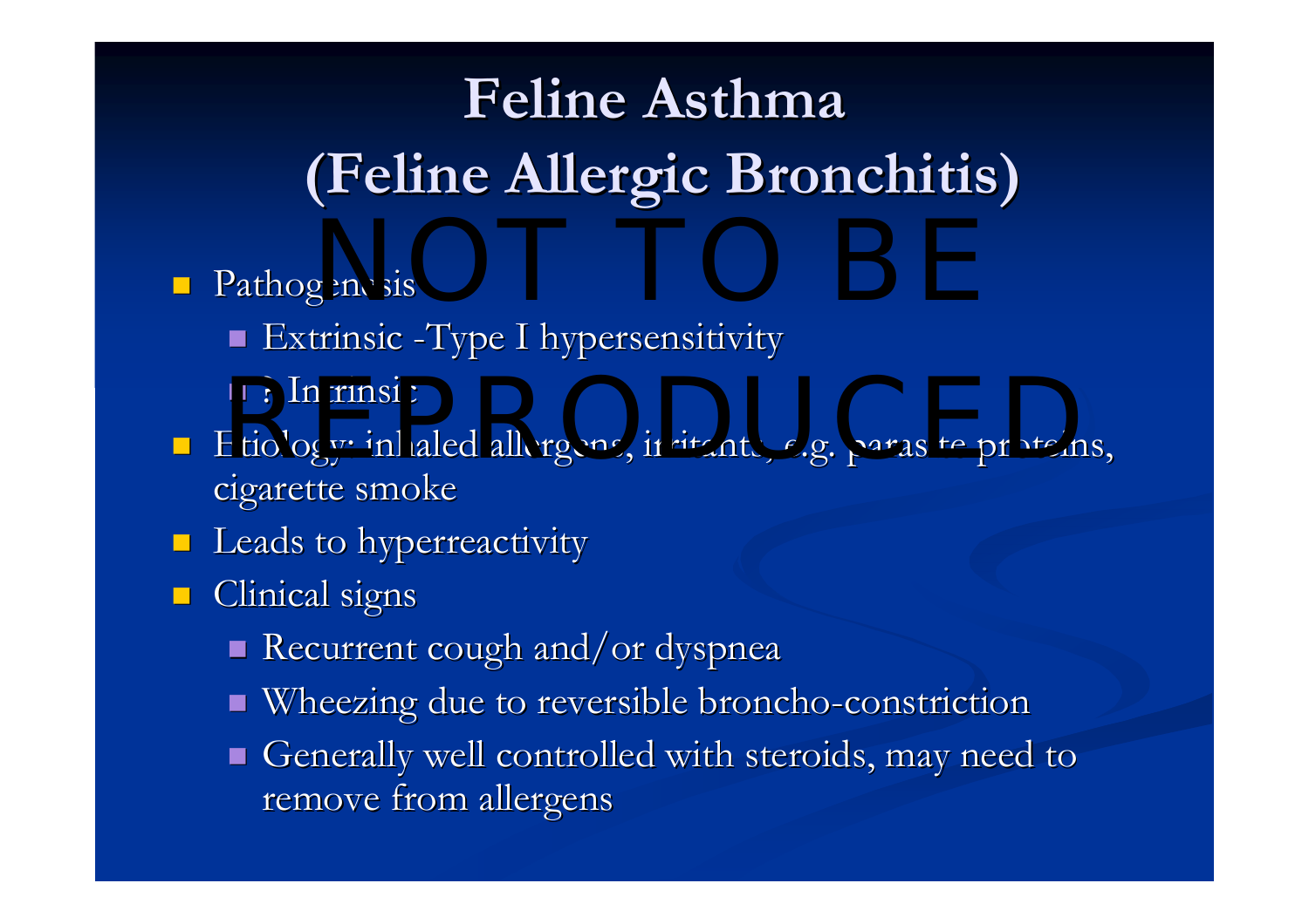# Feline Asthma (Feline Allergic Bronchitis)

NOT TO BE REPRODUCED

- Pathogenesis
  - Extrinsic -Type I hypersensitivity
  - ? Intrinsic
- Etiology: inhaled allergens, irritants, e.g. parasite proteins, cigarette smoke
- Leads to hyperreactivity
- Clinical signs
  - Recurrent cough and/or dyspnea
  - Wheezing due to reversible broncho-constriction
  - Generally well controlled with steroids, may need to remove from allergens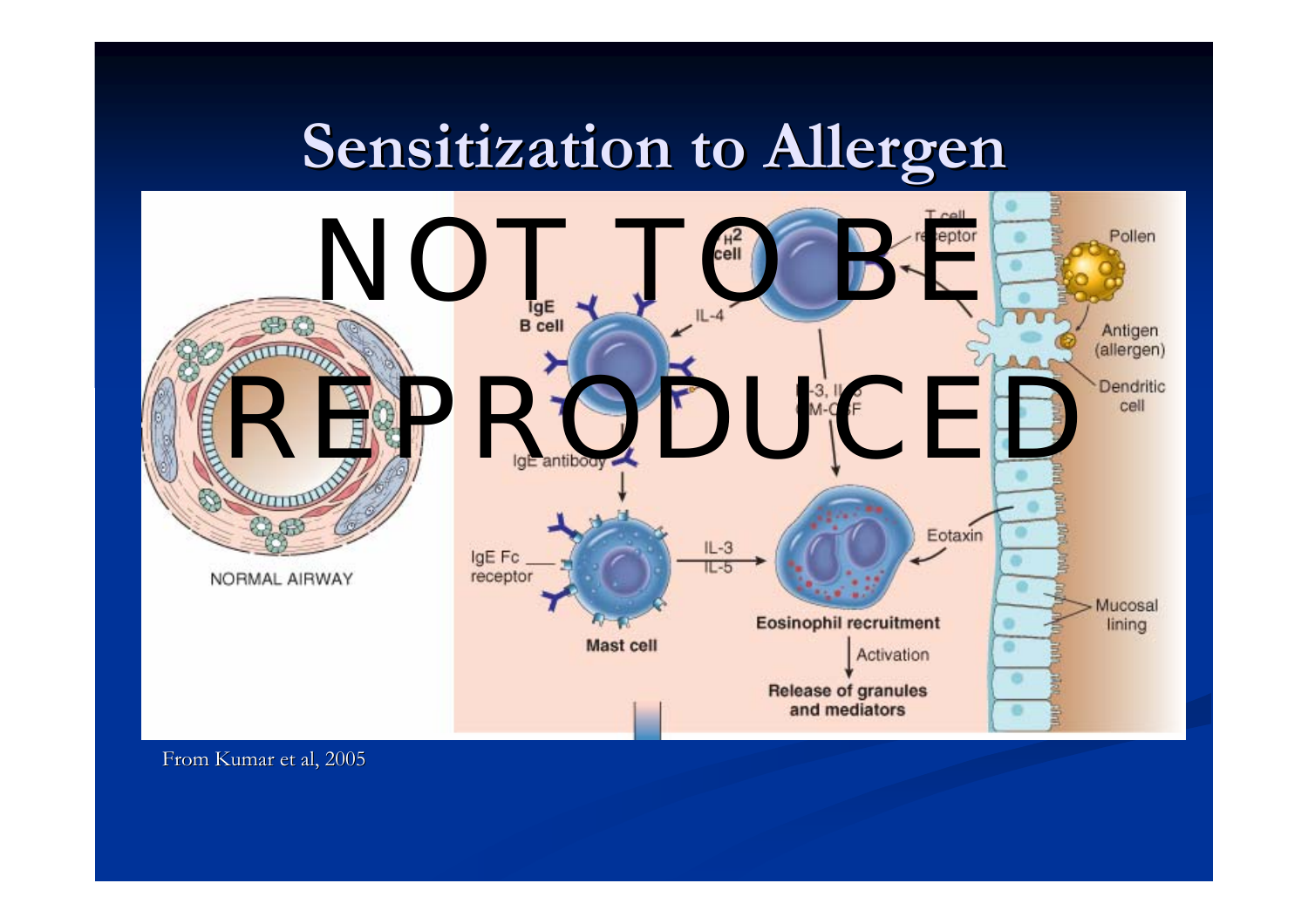# Sensitization to Allergen

From Kumar et al, 2005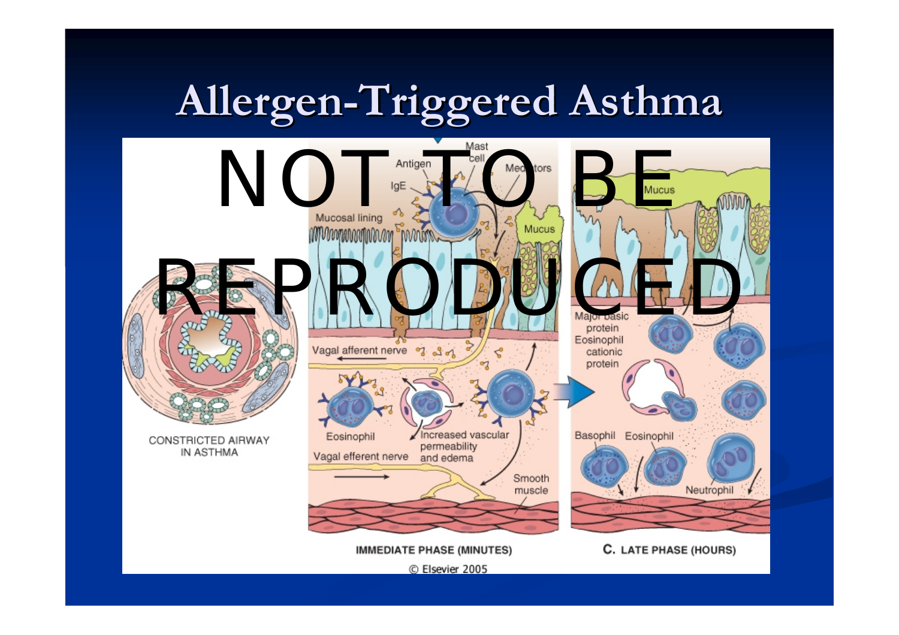# Allergen-Triggered Asthma

NOT TO BE REPRODUCED

Antigen

Mast cell

IgE

Mediators

Mucosal lining

Mucus

Vagal afferent nerve

Eosinophil

Increased vascular permeability and edema

Vagal efferent nerve

Smooth muscle

CONSTRICTED AIRWAY IN ASTHMA

IMMEDIATE PHASE (MINUTES)

Mucus

Major basic protein

Eosinophil cationic protein

Basophil

Eosinophil

Neutrophil

C. LATE PHASE (HOURS)

© Elsevier 2005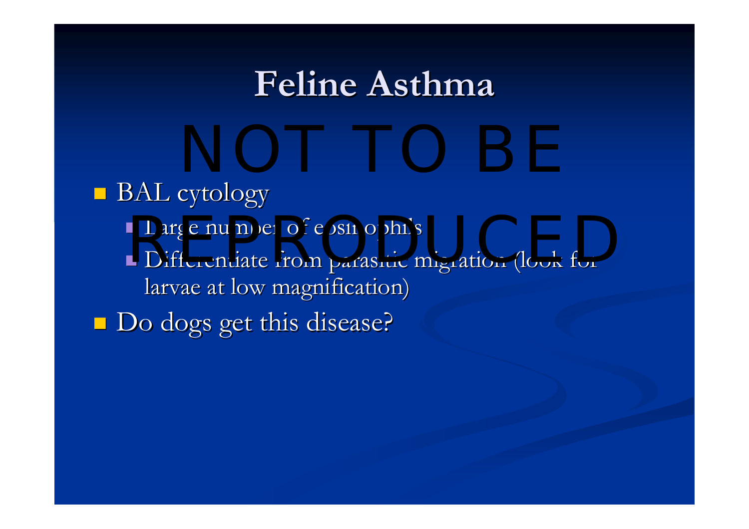# Feline Asthma

NOT TO BE REPRODUCED

- BAL cytology
  - Large number of eosinophils
  - Differentiate from parasitic migration (look for larvae at low magnification)
- Do dogs get this disease?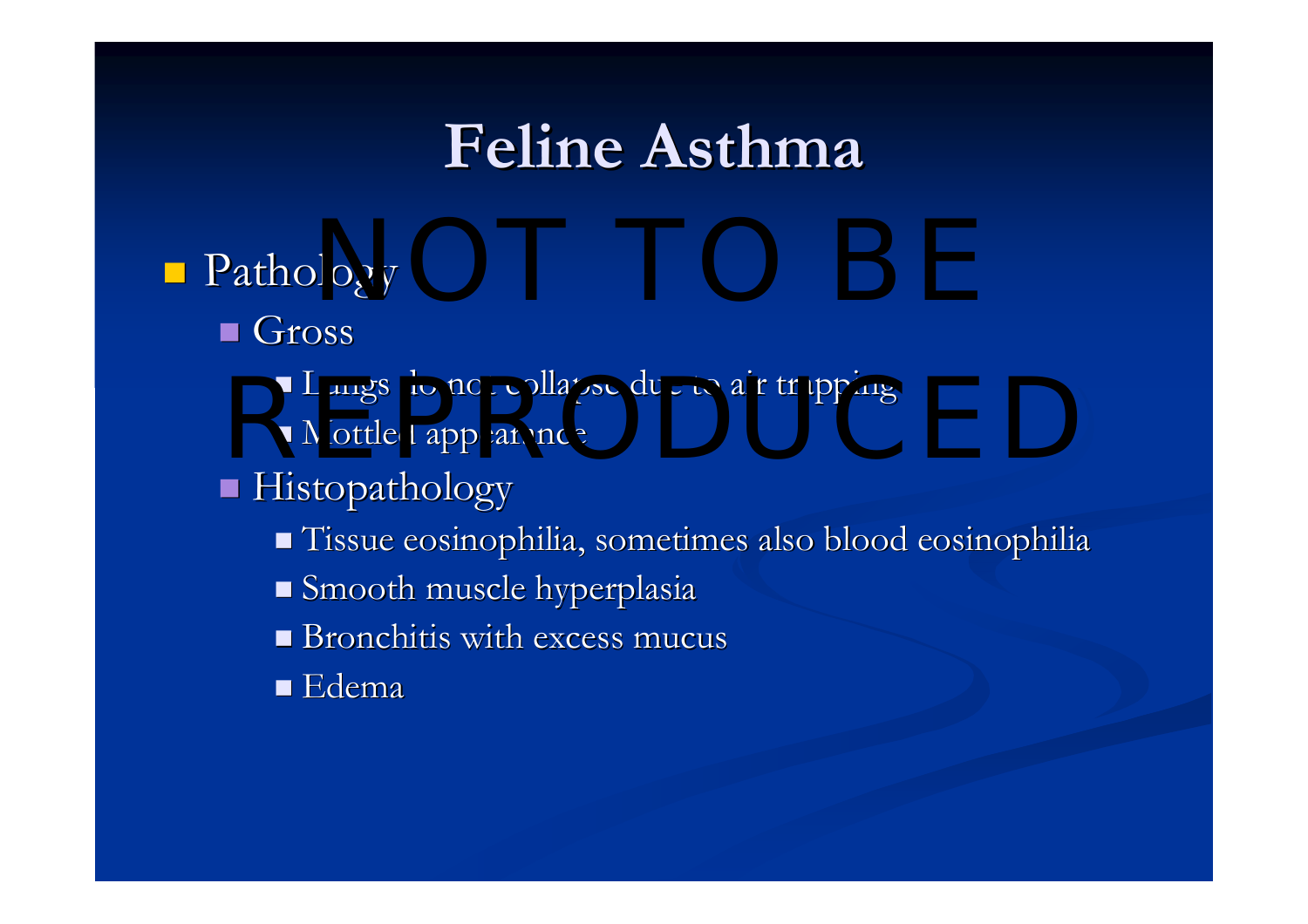# Feline Asthma

NOT TO BE REPRODUCED

- Pathology
  - Gross
    - Lungs do not collapse due to air trapping
    - Mottled appearance
  - Histopathology
    - Tissue eosinophilia, sometimes also blood eosinophilia
    - Smooth muscle hyperplasia
    - Bronchitis with excess mucus
    - Edema